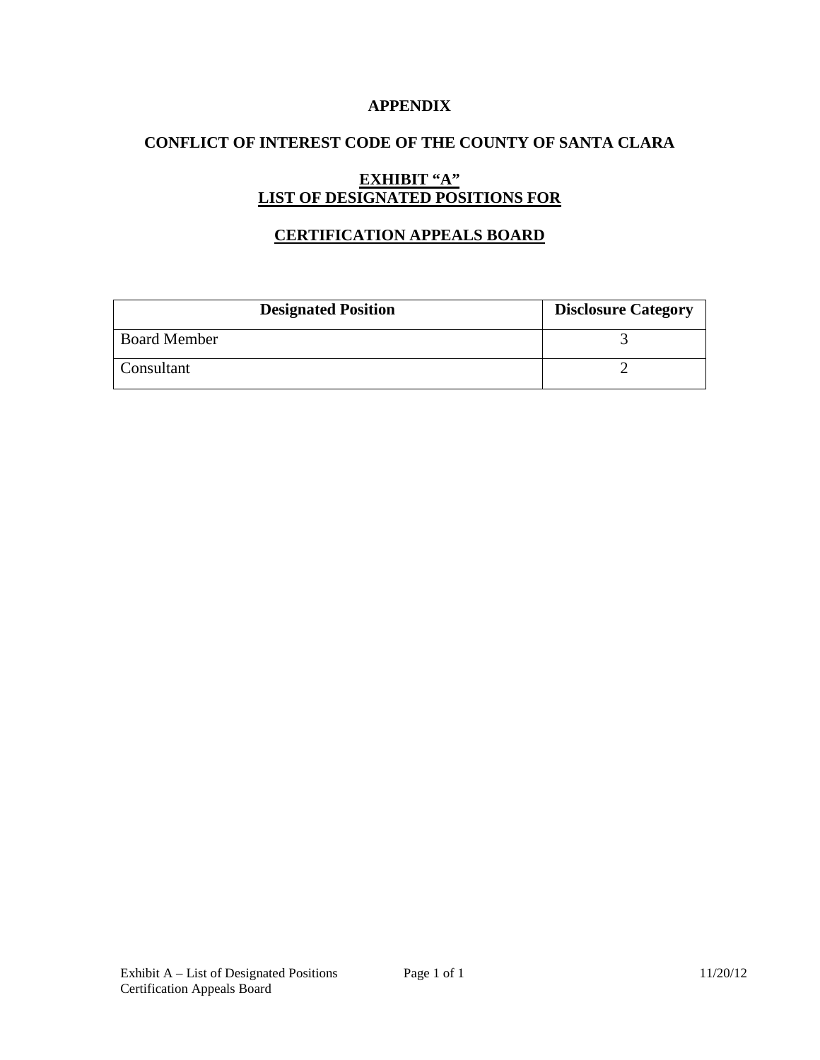**APPENDIX**

**CONFLICT OF INTEREST CODE OF THE COUNTY OF SANTA CLARA**

**EXHIBIT "A"**
**LIST OF DESIGNATED POSITIONS FOR**

**CERTIFICATION APPEALS BOARD**

| Designated Position | Disclosure Category |
|---|---|
| Board Member | 3 |
| Consultant | 2 |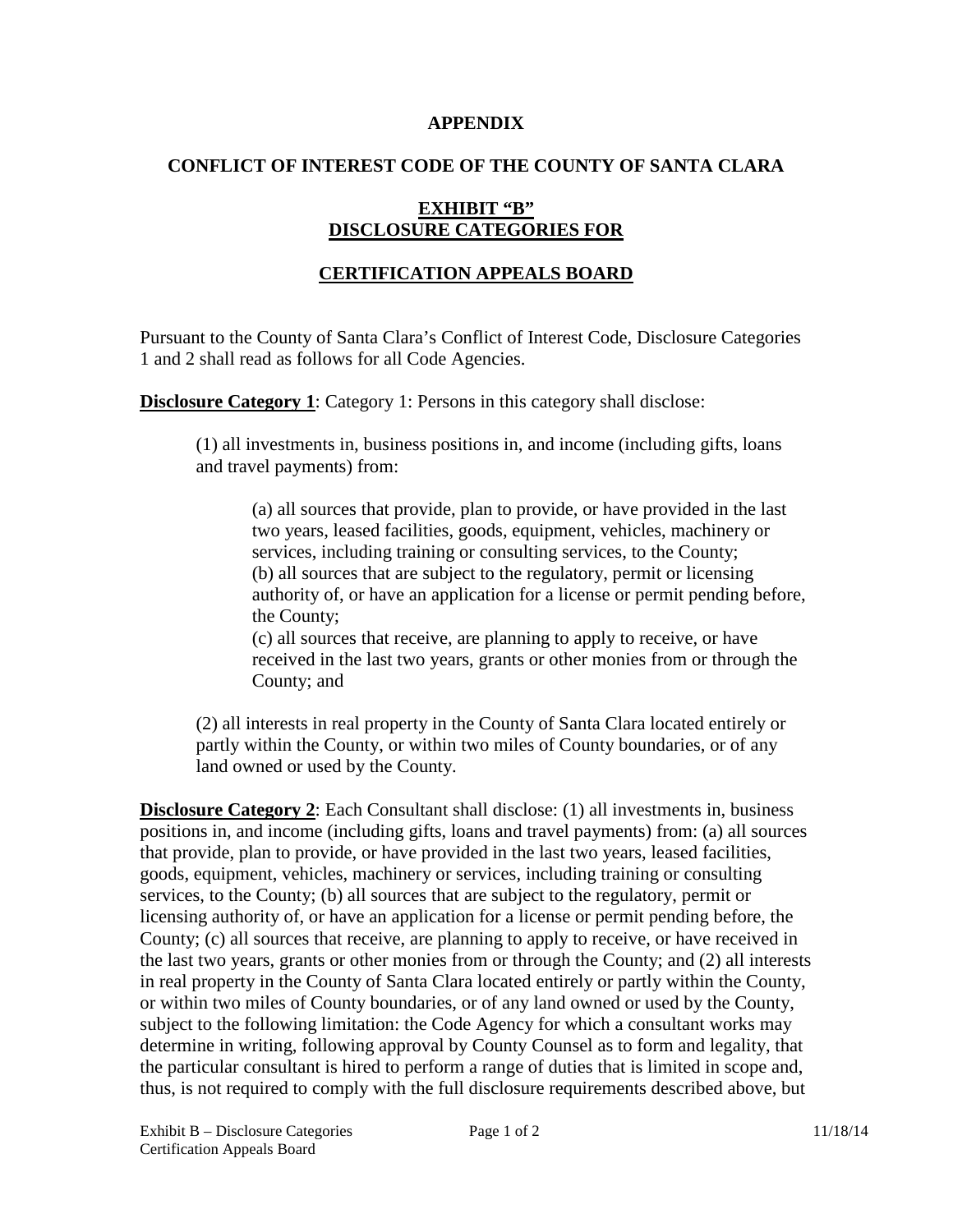**APPENDIX**

**CONFLICT OF INTEREST CODE OF THE COUNTY OF SANTA CLARA**

**EXHIBIT "B"**
**DISCLOSURE CATEGORIES FOR**

**CERTIFICATION APPEALS BOARD**

Pursuant to the County of Santa Clara's Conflict of Interest Code, Disclosure Categories 1 and 2 shall read as follows for all Code Agencies.

**Disclosure Category 1**: Category 1: Persons in this category shall disclose:

> (1) all investments in, business positions in, and income (including gifts, loans and travel payments) from:
>
> > (a) all sources that provide, plan to provide, or have provided in the last two years, leased facilities, goods, equipment, vehicles, machinery or services, including training or consulting services, to the County;
> > (b) all sources that are subject to the regulatory, permit or licensing authority of, or have an application for a license or permit pending before, the County;
> > (c) all sources that receive, are planning to apply to receive, or have received in the last two years, grants or other monies from or through the County; and
>
> (2) all interests in real property in the County of Santa Clara located entirely or partly within the County, or within two miles of County boundaries, or of any land owned or used by the County.

**Disclosure Category 2**: Each Consultant shall disclose: (1) all investments in, business positions in, and income (including gifts, loans and travel payments) from: (a) all sources that provide, plan to provide, or have provided in the last two years, leased facilities, goods, equipment, vehicles, machinery or services, including training or consulting services, to the County; (b) all sources that are subject to the regulatory, permit or licensing authority of, or have an application for a license or permit pending before, the County; (c) all sources that receive, are planning to apply to receive, or have received in the last two years, grants or other monies from or through the County; and (2) all interests in real property in the County of Santa Clara located entirely or partly within the County, or within two miles of County boundaries, or of any land owned or used by the County, subject to the following limitation: the Code Agency for which a consultant works may determine in writing, following approval by County Counsel as to form and legality, that the particular consultant is hired to perform a range of duties that is limited in scope and, thus, is not required to comply with the full disclosure requirements described above, but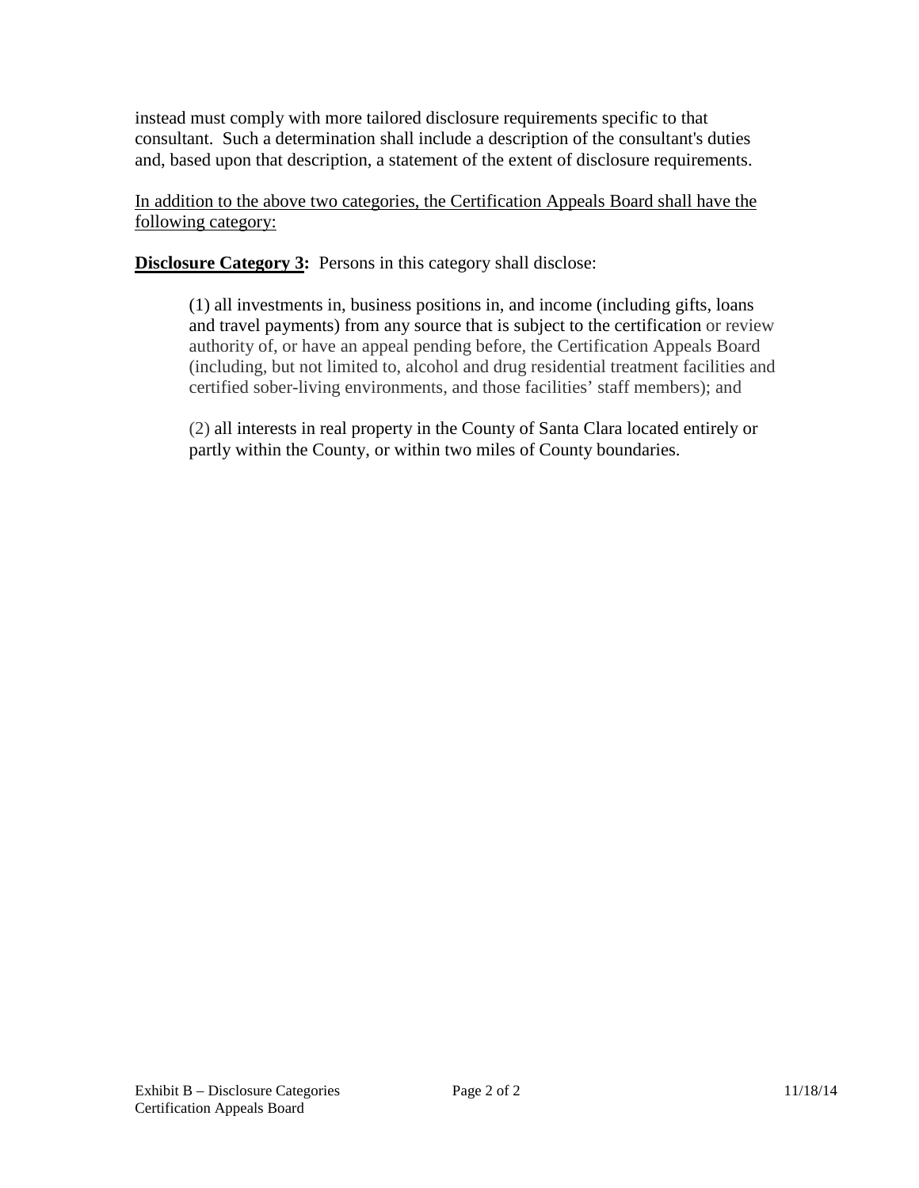instead must comply with more tailored disclosure requirements specific to that consultant. Such a determination shall include a description of the consultant's duties and, based upon that description, a statement of the extent of disclosure requirements.

<u>In addition to the above two categories, the Certification Appeals Board shall have the following category:</u>

**<u>Disclosure Category 3</u>:** Persons in this category shall disclose:

> (1) all investments in, business positions in, and income (including gifts, loans and travel payments) from any source that is subject to the certification or review authority of, or have an appeal pending before, the Certification Appeals Board (including, but not limited to, alcohol and drug residential treatment facilities and certified sober-living environments, and those facilities' staff members); and
>
> (2) all interests in real property in the County of Santa Clara located entirely or partly within the County, or within two miles of County boundaries.